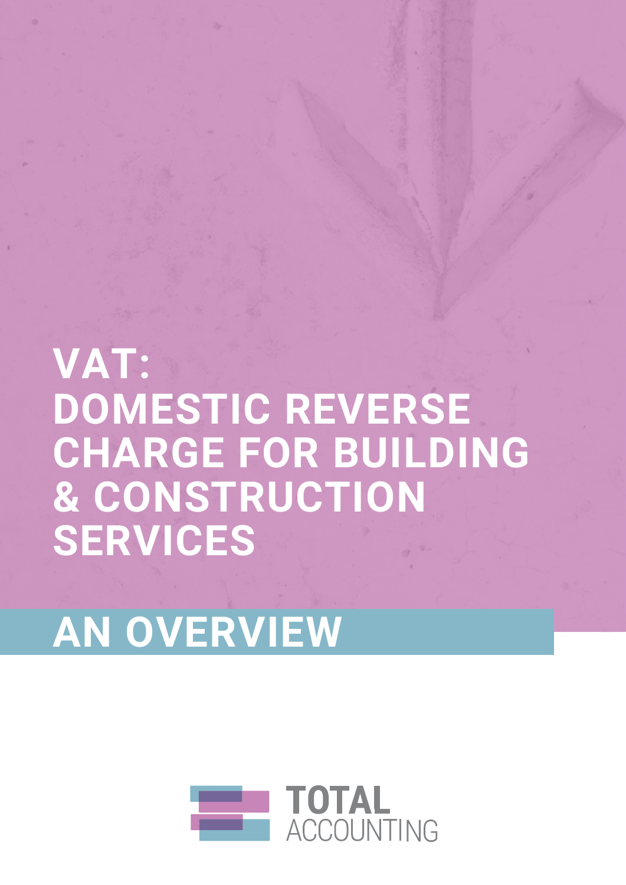# VAT: DOMESTIC REVERSE CHARGE FOR BUILDING & CONSTRUCTION SERVICES

## AN OVERVIEW

TOTAL ACCOUNTING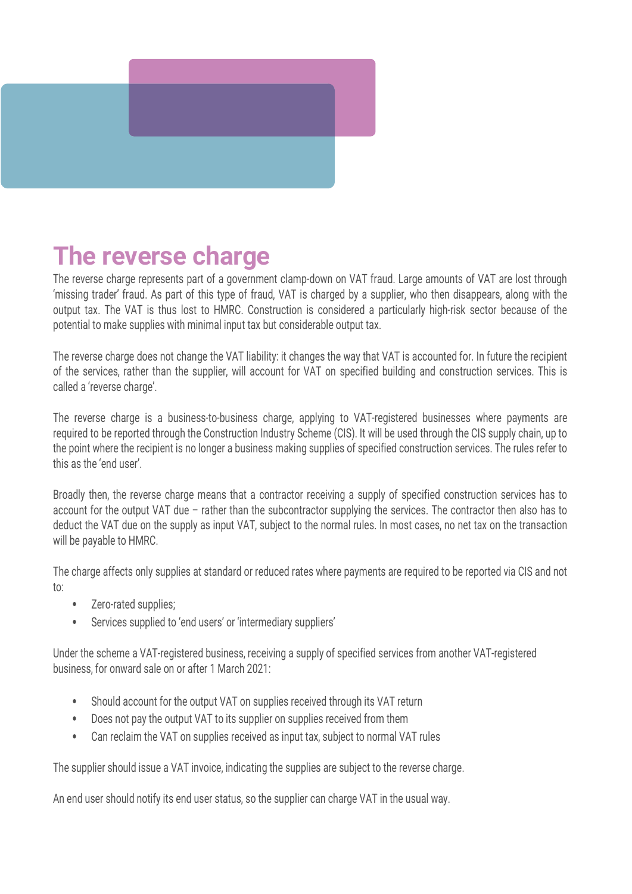# The reverse charge

The reverse charge represents part of a government clamp-down on VAT fraud. Large amounts of VAT are lost through 'missing trader' fraud. As part of this type of fraud, VAT is charged by a supplier, who then disappears, along with the output tax. The VAT is thus lost to HMRC. Construction is considered a particularly high-risk sector because of the potential to make supplies with minimal input tax but considerable output tax.

The reverse charge does not change the VAT liability: it changes the way that VAT is accounted for. In future the recipient of the services, rather than the supplier, will account for VAT on specified building and construction services. This is called a 'reverse charge'.

The reverse charge is a business-to-business charge, applying to VAT-registered businesses where payments are required to be reported through the Construction Industry Scheme (CIS). It will be used through the CIS supply chain, up to the point where the recipient is no longer a business making supplies of specified construction services. The rules refer to this as the 'end user'.

Broadly then, the reverse charge means that a contractor receiving a supply of specified construction services has to account for the output VAT due – rather than the subcontractor supplying the services. The contractor then also has to deduct the VAT due on the supply as input VAT, subject to the normal rules. In most cases, no net tax on the transaction will be payable to HMRC.

The charge affects only supplies at standard or reduced rates where payments are required to be reported via CIS and not to:

- Zero-rated supplies;
- Services supplied to 'end users' or 'intermediary suppliers'

Under the scheme a VAT-registered business, receiving a supply of specified services from another VAT-registered business, for onward sale on or after 1 March 2021:

- Should account for the output VAT on supplies received through its VAT return
- Does not pay the output VAT to its supplier on supplies received from them
- Can reclaim the VAT on supplies received as input tax, subject to normal VAT rules

The supplier should issue a VAT invoice, indicating the supplies are subject to the reverse charge.

An end user should notify its end user status, so the supplier can charge VAT in the usual way.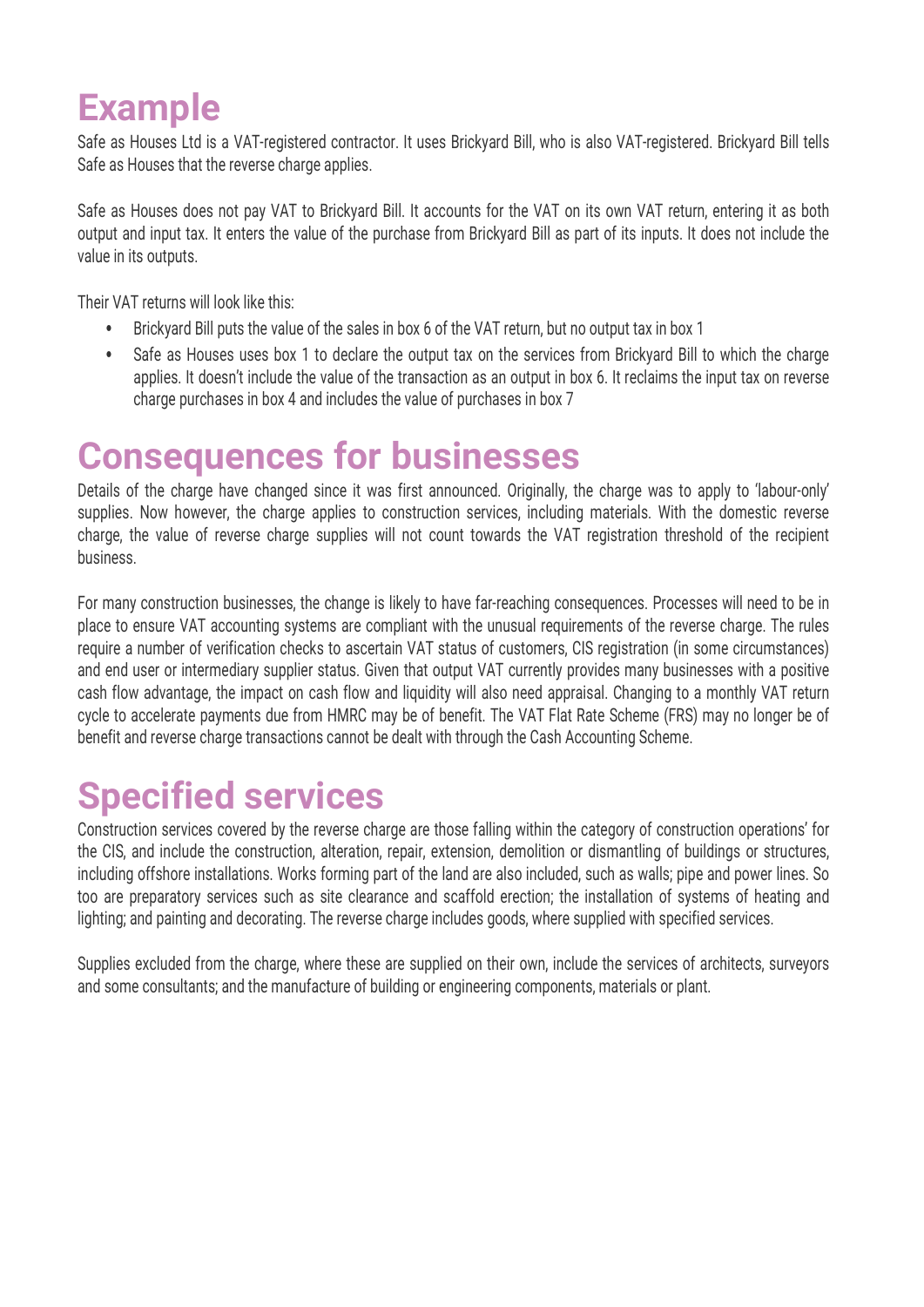# Example

Safe as Houses Ltd is a VAT-registered contractor. It uses Brickyard Bill, who is also VAT-registered. Brickyard Bill tells Safe as Houses that the reverse charge applies.

Safe as Houses does not pay VAT to Brickyard Bill. It accounts for the VAT on its own VAT return, entering it as both output and input tax. It enters the value of the purchase from Brickyard Bill as part of its inputs. It does not include the value in its outputs.

Their VAT returns will look like this:

- Brickyard Bill puts the value of the sales in box 6 of the VAT return, but no output tax in box 1
- Safe as Houses uses box 1 to declare the output tax on the services from Brickyard Bill to which the charge applies. It doesn't include the value of the transaction as an output in box 6. It reclaims the input tax on reverse charge purchases in box 4 and includes the value of purchases in box 7

# Consequences for businesses

Details of the charge have changed since it was first announced. Originally, the charge was to apply to 'labour-only' supplies. Now however, the charge applies to construction services, including materials. With the domestic reverse charge, the value of reverse charge supplies will not count towards the VAT registration threshold of the recipient business.

For many construction businesses, the change is likely to have far-reaching consequences. Processes will need to be in place to ensure VAT accounting systems are compliant with the unusual requirements of the reverse charge. The rules require a number of verification checks to ascertain VAT status of customers, CIS registration (in some circumstances) and end user or intermediary supplier status. Given that output VAT currently provides many businesses with a positive cash flow advantage, the impact on cash flow and liquidity will also need appraisal. Changing to a monthly VAT return cycle to accelerate payments due from HMRC may be of benefit. The VAT Flat Rate Scheme (FRS) may no longer be of benefit and reverse charge transactions cannot be dealt with through the Cash Accounting Scheme.

# Specified services

Construction services covered by the reverse charge are those falling within the category of construction operations' for the CIS, and include the construction, alteration, repair, extension, demolition or dismantling of buildings or structures, including offshore installations. Works forming part of the land are also included, such as walls; pipe and power lines. So too are preparatory services such as site clearance and scaffold erection; the installation of systems of heating and lighting; and painting and decorating. The reverse charge includes goods, where supplied with specified services.

Supplies excluded from the charge, where these are supplied on their own, include the services of architects, surveyors and some consultants; and the manufacture of building or engineering components, materials or plant.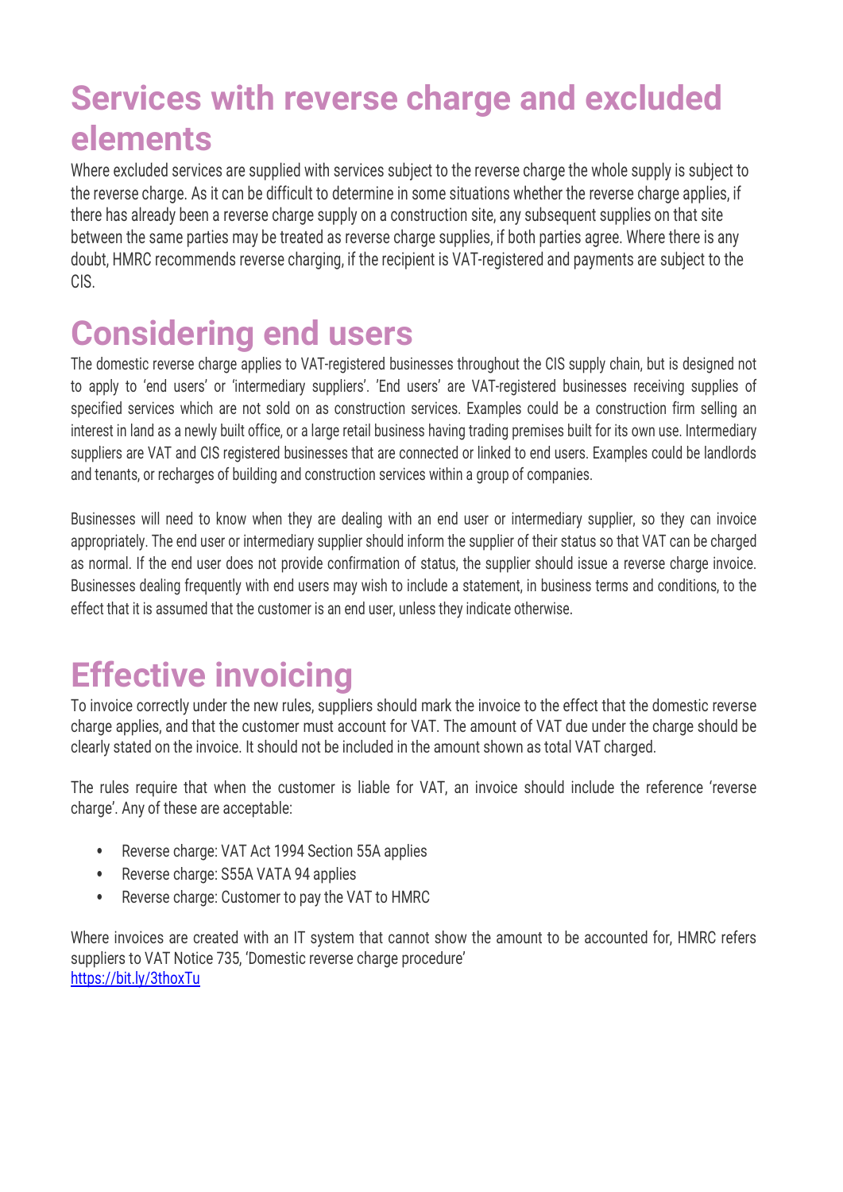## Services with reverse charge and excluded elements

Where excluded services are supplied with services subject to the reverse charge the whole supply is subject to the reverse charge. As it can be difficult to determine in some situations whether the reverse charge applies, if there has already been a reverse charge supply on a construction site, any subsequent supplies on that site between the same parties may be treated as reverse charge supplies, if both parties agree. Where there is any doubt, HMRC recommends reverse charging, if the recipient is VAT-registered and payments are subject to the CIS.

## Considering end users

The domestic reverse charge applies to VAT-registered businesses throughout the CIS supply chain, but is designed not to apply to 'end users' or 'intermediary suppliers'. 'End users' are VAT-registered businesses receiving supplies of specified services which are not sold on as construction services. Examples could be a construction firm selling an interest in land as a newly built office, or a large retail business having trading premises built for its own use. Intermediary suppliers are VAT and CIS registered businesses that are connected or linked to end users. Examples could be landlords and tenants, or recharges of building and construction services within a group of companies.

Businesses will need to know when they are dealing with an end user or intermediary supplier, so they can invoice appropriately. The end user or intermediary supplier should inform the supplier of their status so that VAT can be charged as normal. If the end user does not provide confirmation of status, the supplier should issue a reverse charge invoice. Businesses dealing frequently with end users may wish to include a statement, in business terms and conditions, to the effect that it is assumed that the customer is an end user, unless they indicate otherwise.

## Effective invoicing

To invoice correctly under the new rules, suppliers should mark the invoice to the effect that the domestic reverse charge applies, and that the customer must account for VAT. The amount of VAT due under the charge should be clearly stated on the invoice. It should not be included in the amount shown as total VAT charged.

The rules require that when the customer is liable for VAT, an invoice should include the reference 'reverse charge'. Any of these are acceptable:

- Reverse charge: VAT Act 1994 Section 55A applies
- Reverse charge: S55A VATA 94 applies
- Reverse charge: Customer to pay the VAT to HMRC

Where invoices are created with an IT system that cannot show the amount to be accounted for, HMRC refers suppliers to VAT Notice 735, 'Domestic reverse charge procedure'
https://bit.ly/3thoxTu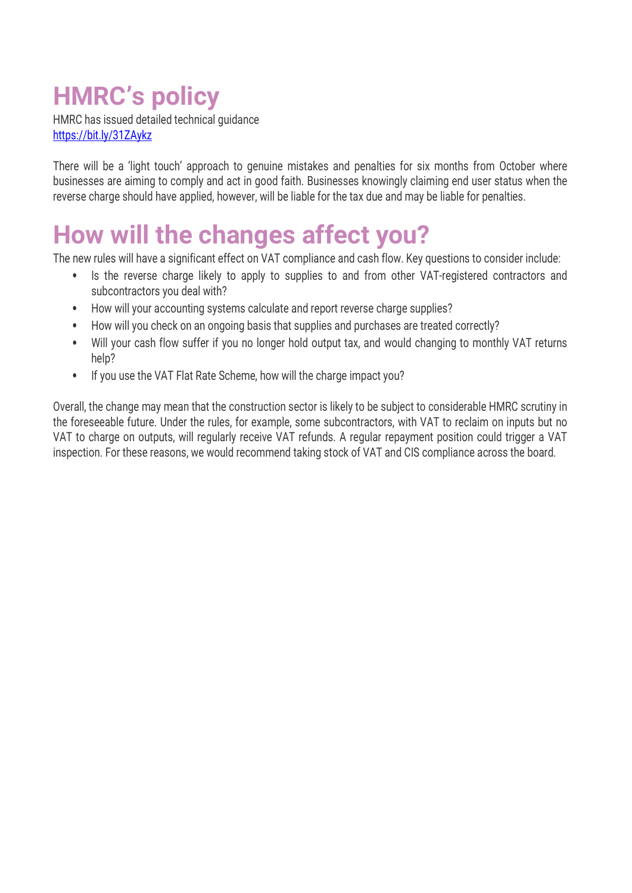# HMRC's policy

HMRC has issued detailed technical guidance
https://bit.ly/31ZAykz

There will be a 'light touch' approach to genuine mistakes and penalties for six months from October where businesses are aiming to comply and act in good faith. Businesses knowingly claiming end user status when the reverse charge should have applied, however, will be liable for the tax due and may be liable for penalties.

# How will the changes affect you?

The new rules will have a significant effect on VAT compliance and cash flow. Key questions to consider include:

- Is the reverse charge likely to apply to supplies to and from other VAT-registered contractors and subcontractors you deal with?
- How will your accounting systems calculate and report reverse charge supplies?
- How will you check on an ongoing basis that supplies and purchases are treated correctly?
- Will your cash flow suffer if you no longer hold output tax, and would changing to monthly VAT returns help?
- If you use the VAT Flat Rate Scheme, how will the charge impact you?

Overall, the change may mean that the construction sector is likely to be subject to considerable HMRC scrutiny in the foreseeable future. Under the rules, for example, some subcontractors, with VAT to reclaim on inputs but no VAT to charge on outputs, will regularly receive VAT refunds. A regular repayment position could trigger a VAT inspection. For these reasons, we would recommend taking stock of VAT and CIS compliance across the board.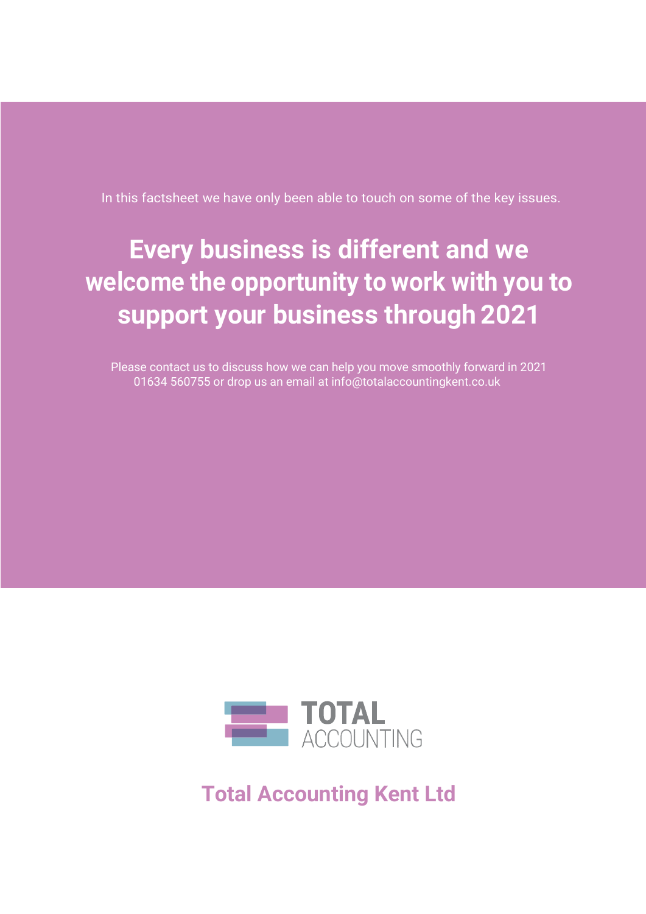In this factsheet we have only been able to touch on some of the key issues.

## Every business is different and we welcome the opportunity to work with you to support your business through 2021

Please contact us to discuss how we can help you move smoothly forward in 2021
01634 560755 or drop us an email at info@totalaccountingkent.co.uk

TOTAL ACCOUNTING

**Total Accounting Kent Ltd**